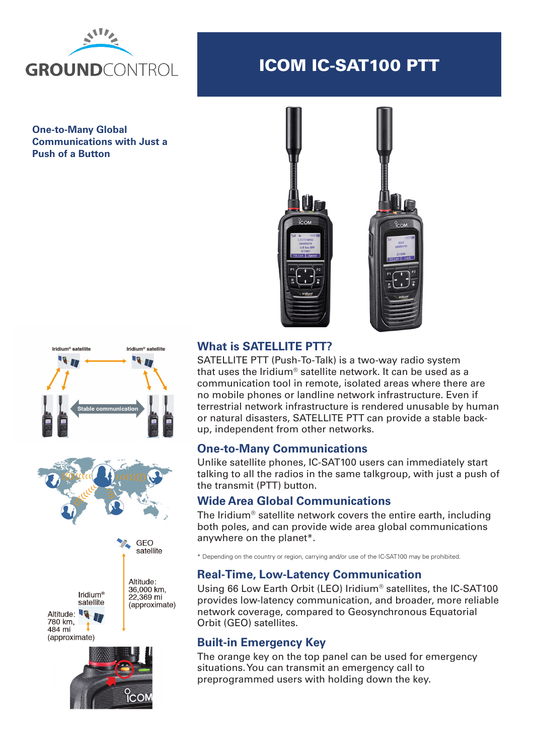# ICOM IC-SAT100 PTT

**One-to-Many Global Communications with Just a Push of a Button**

Iridium® satellite

Iridium® satellite

Stable communication

GEO satellite

Altitude: 36,000 km, 22,369 mi (approximate)

Iridium® satellite

Altitude: 780 km, 484 mi (approximate)

## What is SATELLITE PTT?

SATELLITE PTT (Push-To-Talk) is a two-way radio system that uses the Iridium® satellite network. It can be used as a communication tool in remote, isolated areas where there are no mobile phones or landline network infrastructure. Even if terrestrial network infrastructure is rendered unusable by human or natural disasters, SATELLITE PTT can provide a stable back-up, independent from other networks.

## One-to-Many Communications

Unlike satellite phones, IC-SAT100 users can immediately start talking to all the radios in the same talkgroup, with just a push of the transmit (PTT) button.

## Wide Area Global Communications

The Iridium® satellite network covers the entire earth, including both poles, and can provide wide area global communications anywhere on the planet*.

\* Depending on the country or region, carrying and/or use of the IC-SAT100 may be prohibited.

## Real-Time, Low-Latency Communication

Using 66 Low Earth Orbit (LEO) Iridium® satellites, the IC-SAT100 provides low-latency communication, and broader, more reliable network coverage, compared to Geosynchronous Equatorial Orbit (GEO) satellites.

## Built-in Emergency Key

The orange key on the top panel can be used for emergency situations. You can transmit an emergency call to preprogrammed users with holding down the key.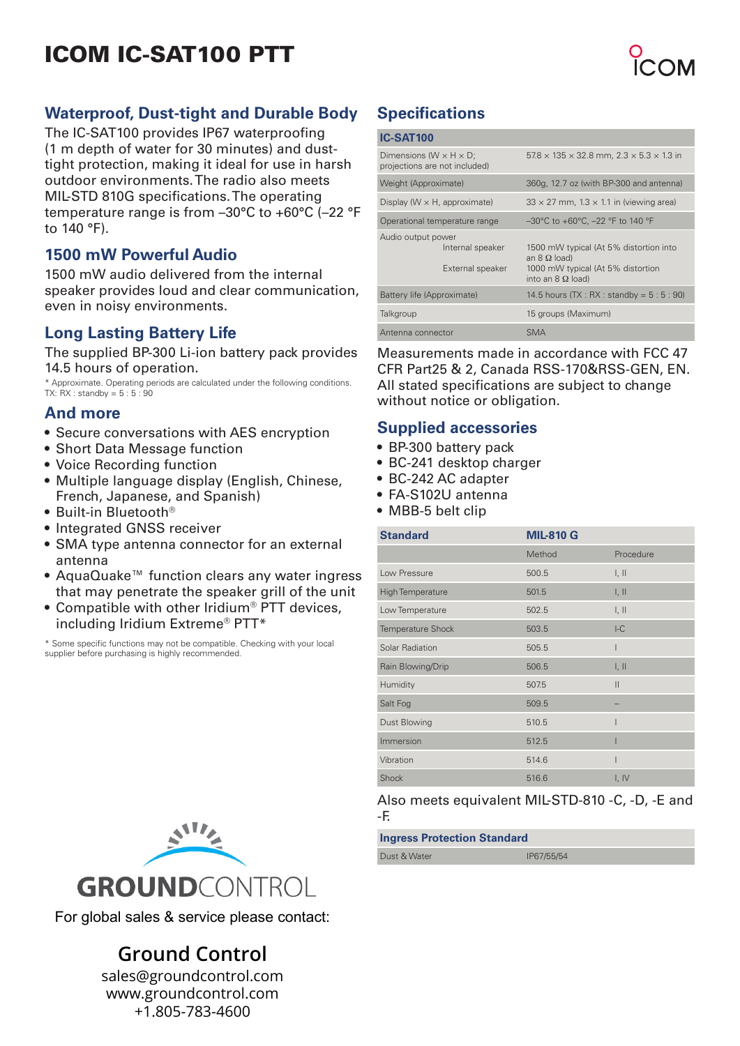# ICOM IC-SAT100 PTT

## Waterproof, Dust-tight and Durable Body

The IC-SAT100 provides IP67 waterproofing (1 m depth of water for 30 minutes) and dust-tight protection, making it ideal for use in harsh outdoor environments. The radio also meets MIL-STD 810G specifications. The operating temperature range is from –30°C to +60°C (–22 °F to 140 °F).

## 1500 mW Powerful Audio

1500 mW audio delivered from the internal speaker provides loud and clear communication, even in noisy environments.

## Long Lasting Battery Life

The supplied BP-300 Li-ion battery pack provides 14.5 hours of operation.

* Approximate. Operating periods are calculated under the following conditions. TX: RX : standby = 5 : 5 : 90

## And more

- Secure conversations with AES encryption
- Short Data Message function
- Voice Recording function
- Multiple language display (English, Chinese, French, Japanese, and Spanish)
- Built-in Bluetooth®
- Integrated GNSS receiver
- SMA type antenna connector for an external antenna
- AquaQuake™ function clears any water ingress that may penetrate the speaker grill of the unit
- Compatible with other Iridium® PTT devices, including Iridium Extreme® PTT*

* Some specific functions may not be compatible. Checking with your local supplier before purchasing is highly recommended.

## Specifications

| IC-SAT100 | |
|---|---|
| Dimensions (W × H × D; projections are not included) | 57.8 × 135 × 32.8 mm, 2.3 × 5.3 × 1.3 in |
| Weight (Approximate) | 360g, 12.7 oz (with BP-300 and antenna) |
| Display (W × H, approximate) | 33 × 27 mm, 1.3 × 1.1 in (viewing area) |
| Operational temperature range | –30°C to +60°C, –22 °F to 140 °F |
| Audio output power — Internal speaker | 1500 mW typical (At 5% distortion into an 8 Ω load) |
| Audio output power — External speaker | 1000 mW typical (At 5% distortion into an 8 Ω load) |
| Battery life (Approximate) | 14.5 hours (TX : RX : standby = 5 : 5 : 90) |
| Talkgroup | 15 groups (Maximum) |
| Antenna connector | SMA |

Measurements made in accordance with FCC 47 CFR Part25 & 2, Canada RSS-170&RSS-GEN, EN. All stated specifications are subject to change without notice or obligation.

## Supplied accessories

- BP-300 battery pack
- BC-241 desktop charger
- BC-242 AC adapter
- FA-S102U antenna
- MBB-5 belt clip

| Standard | MIL-810 G | |
|---|---|---|
| | Method | Procedure |
| Low Pressure | 500.5 | I, II |
| High Temperature | 501.5 | I, II |
| Low Temperature | 502.5 | I, II |
| Temperature Shock | 503.5 | I-C |
| Solar Radiation | 505.5 | I |
| Rain Blowing/Drip | 506.5 | I, II |
| Humidity | 507.5 | II |
| Salt Fog | 509.5 | – |
| Dust Blowing | 510.5 | I |
| Immersion | 512.5 | I |
| Vibration | 514.6 | I |
| Shock | 516.6 | I, IV |

Also meets equivalent MIL-STD-810 -C, -D, -E and -F.

| Ingress Protection Standard | |
|---|---|
| Dust & Water | IP67/55/54 |

GROUNDCONTROL

For global sales & service please contact:

**Ground Control**

sales@groundcontrol.com
www.groundcontrol.com
+1.805-783-4600